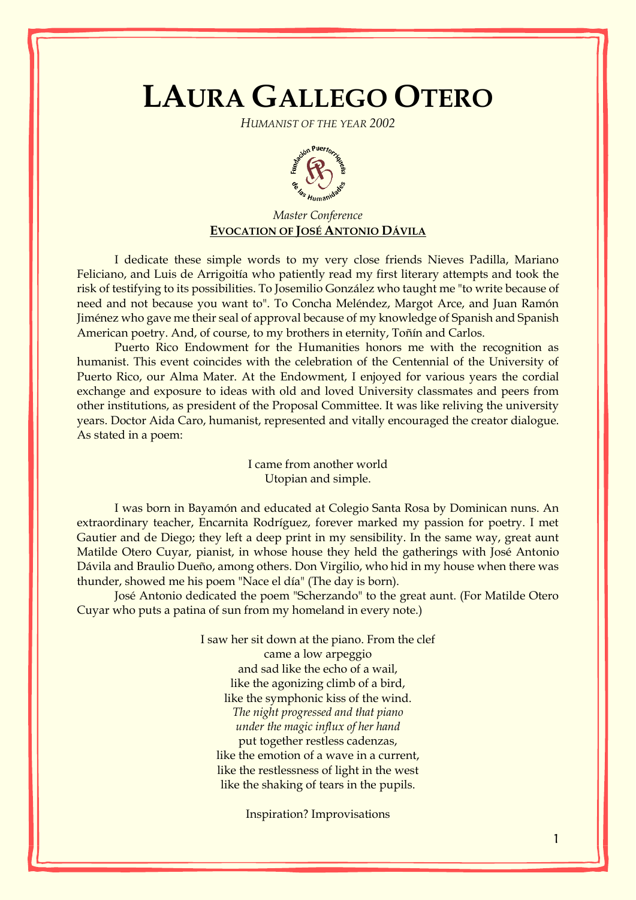# LAURA GALLEGO OTERO

*HUMANIST OF THE YEAR 2002*

*Master Conference*

**EVOCATION OF JOSÉ ANTONIO DÁVILA**

I dedicate these simple words to my very close friends Nieves Padilla, Mariano Feliciano, and Luis de Arrigoitía who patiently read my first literary attempts and took the risk of testifying to its possibilities. To Josemilio González who taught me "to write because of need and not because you want to". To Concha Meléndez, Margot Arce, and Juan Ramón Jiménez who gave me their seal of approval because of my knowledge of Spanish and Spanish American poetry. And, of course, to my brothers in eternity, Toñín and Carlos.

Puerto Rico Endowment for the Humanities honors me with the recognition as humanist. This event coincides with the celebration of the Centennial of the University of Puerto Rico, our Alma Mater. At the Endowment, I enjoyed for various years the cordial exchange and exposure to ideas with old and loved University classmates and peers from other institutions, as president of the Proposal Committee. It was like reliving the university years. Doctor Aida Caro, humanist, represented and vitally encouraged the creator dialogue. As stated in a poem:

I came from another world
Utopian and simple.

I was born in Bayamón and educated at Colegio Santa Rosa by Dominican nuns. An extraordinary teacher, Encarnita Rodríguez, forever marked my passion for poetry. I met Gautier and de Diego; they left a deep print in my sensibility. In the same way, great aunt Matilde Otero Cuyar, pianist, in whose house they held the gatherings with José Antonio Dávila and Braulio Dueño, among others. Don Virgilio, who hid in my house when there was thunder, showed me his poem "Nace el día" (The day is born).

José Antonio dedicated the poem "Scherzando" to the great aunt. (For Matilde Otero Cuyar who puts a patina of sun from my homeland in every note.)

I saw her sit down at the piano. From the clef
came a low arpeggio
and sad like the echo of a wail,
like the agonizing climb of a bird,
like the symphonic kiss of the wind.
*The night progressed and that piano*
*under the magic influx of her hand*
put together restless cadenzas,
like the emotion of a wave in a current,
like the restlessness of light in the west
like the shaking of tears in the pupils.

Inspiration? Improvisations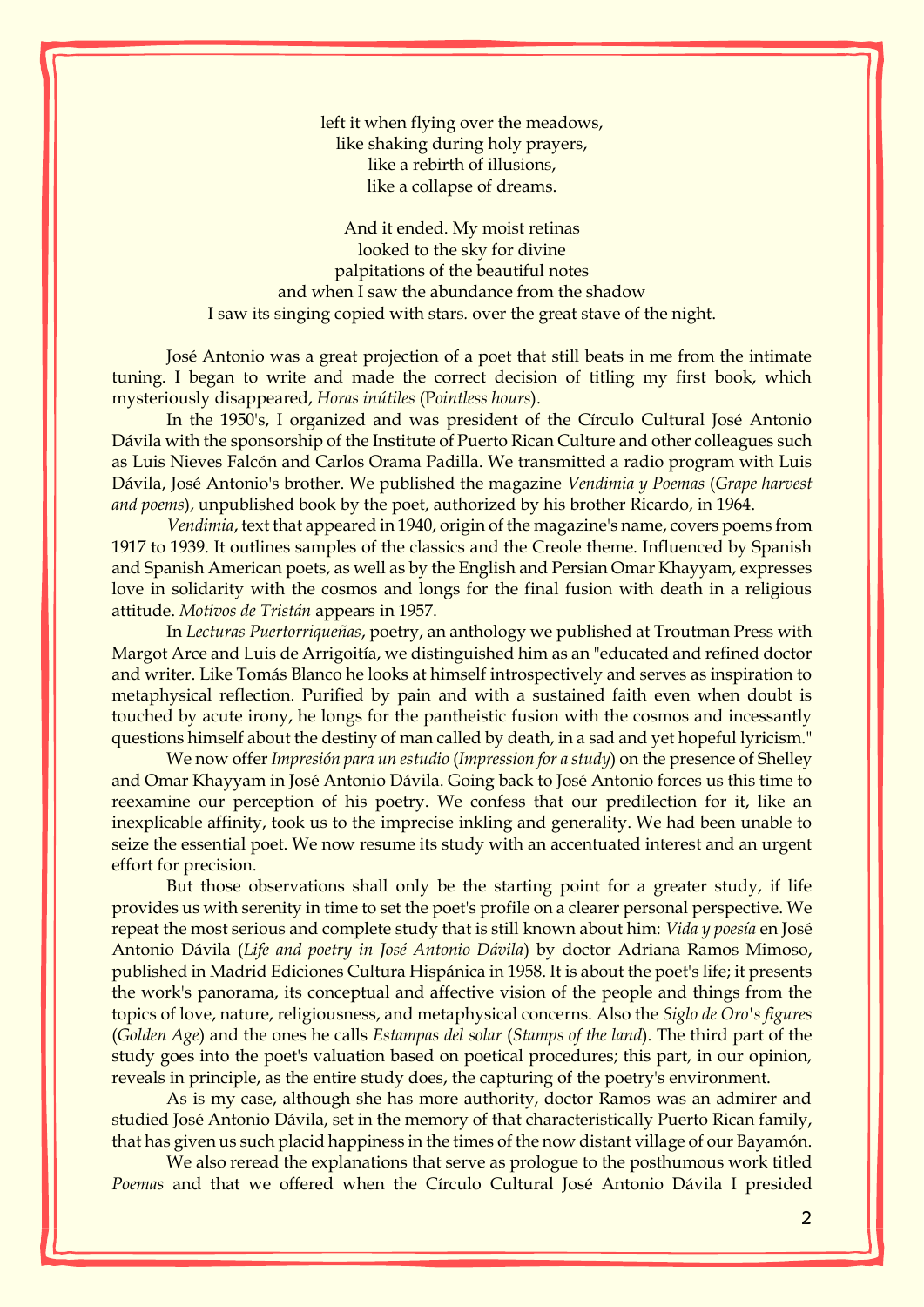left it when flying over the meadows,
like shaking during holy prayers,
like a rebirth of illusions,
like a collapse of dreams.

And it ended. My moist retinas
looked to the sky for divine
palpitations of the beautiful notes
and when I saw the abundance from the shadow
I saw its singing copied with stars. over the great stave of the night.

José Antonio was a great projection of a poet that still beats in me from the intimate tuning. I began to write and made the correct decision of titling my first book, which mysteriously disappeared, *Horas inútiles* (*Pointless hours*).

In the 1950's, I organized and was president of the Círculo Cultural José Antonio Dávila with the sponsorship of the Institute of Puerto Rican Culture and other colleagues such as Luis Nieves Falcón and Carlos Orama Padilla. We transmitted a radio program with Luis Dávila, José Antonio's brother. We published the magazine *Vendimia y Poemas* (*Grape harvest and poems*), unpublished book by the poet, authorized by his brother Ricardo, in 1964.

*Vendimia*, text that appeared in 1940, origin of the magazine's name, covers poems from 1917 to 1939. It outlines samples of the classics and the Creole theme. Influenced by Spanish and Spanish American poets, as well as by the English and Persian Omar Khayyam, expresses love in solidarity with the cosmos and longs for the final fusion with death in a religious attitude. *Motivos de Tristán* appears in 1957.

In *Lecturas Puertorriqueñas*, poetry, an anthology we published at Troutman Press with Margot Arce and Luis de Arrigoitía, we distinguished him as an "educated and refined doctor and writer. Like Tomás Blanco he looks at himself introspectively and serves as inspiration to metaphysical reflection. Purified by pain and with a sustained faith even when doubt is touched by acute irony, he longs for the pantheistic fusion with the cosmos and incessantly questions himself about the destiny of man called by death, in a sad and yet hopeful lyricism."

We now offer *Impresión para un estudio* (*Impression for a study*) on the presence of Shelley and Omar Khayyam in José Antonio Dávila. Going back to José Antonio forces us this time to reexamine our perception of his poetry. We confess that our predilection for it, like an inexplicable affinity, took us to the imprecise inkling and generality. We had been unable to seize the essential poet. We now resume its study with an accentuated interest and an urgent effort for precision.

But those observations shall only be the starting point for a greater study, if life provides us with serenity in time to set the poet's profile on a clearer personal perspective. We repeat the most serious and complete study that is still known about him: *Vida y poesía* en José Antonio Dávila (*Life and poetry in José Antonio Dávila*) by doctor Adriana Ramos Mimoso, published in Madrid Ediciones Cultura Hispánica in 1958. It is about the poet's life; it presents the work's panorama, its conceptual and affective vision of the people and things from the topics of love, nature, religiousness, and metaphysical concerns. Also the *Siglo de Oro's figures* (*Golden Age*) and the ones he calls *Estampas del solar* (*Stamps of the land*). The third part of the study goes into the poet's valuation based on poetical procedures; this part, in our opinion, reveals in principle, as the entire study does, the capturing of the poetry's environment.

As is my case, although she has more authority, doctor Ramos was an admirer and studied José Antonio Dávila, set in the memory of that characteristically Puerto Rican family, that has given us such placid happiness in the times of the now distant village of our Bayamón.

We also reread the explanations that serve as prologue to the posthumous work titled *Poemas* and that we offered when the Círculo Cultural José Antonio Dávila I presided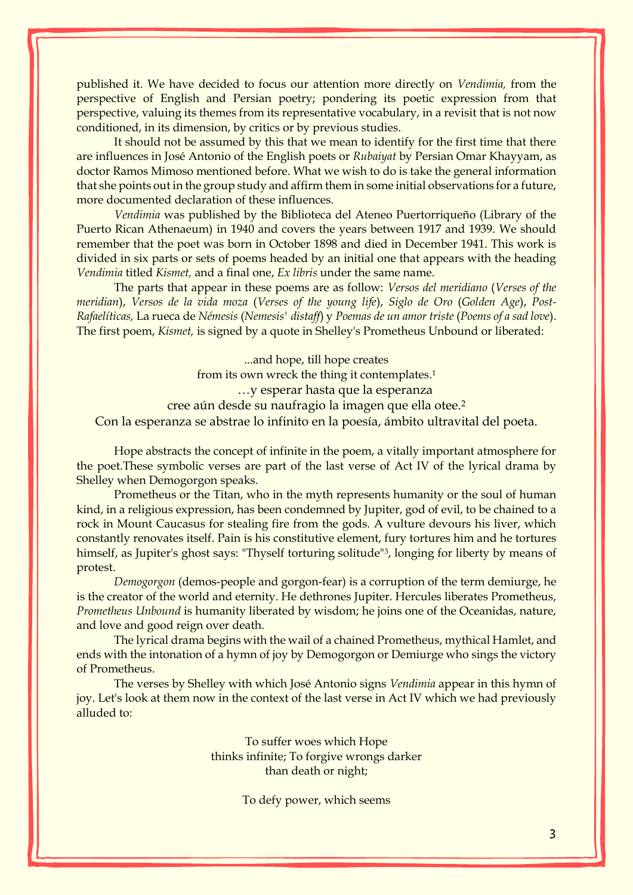published it. We have decided to focus our attention more directly on *Vendimia,* from the perspective of English and Persian poetry; pondering its poetic expression from that perspective, valuing its themes from its representative vocabulary, in a revisit that is not now conditioned, in its dimension, by critics or by previous studies.

It should not be assumed by this that we mean to identify for the first time that there are influences in José Antonio of the English poets or *Rubaiyat* by Persian Omar Khayyam, as doctor Ramos Mimoso mentioned before. What we wish to do is take the general information that she points out in the group study and affirm them in some initial observations for a future, more documented declaration of these influences.

*Vendimia* was published by the Biblioteca del Ateneo Puertorriqueño (Library of the Puerto Rican Athenaeum) in 1940 and covers the years between 1917 and 1939. We should remember that the poet was born in October 1898 and died in December 1941. This work is divided in six parts or sets of poems headed by an initial one that appears with the heading *Vendimia* titled *Kismet,* and a final one, *Ex libris* under the same name.

The parts that appear in these poems are as follow: *Versos del meridiano* (*Verses of the meridian*), *Versos de la vida moza* (*Verses of the young life*), *Siglo de Oro* (*Golden Age*), *Post-Rafaelíticas,* La rueca de *Némesis* (*Nemesis' distaff*) y *Poemas de un amor triste* (*Poems of a sad love*). The first poem, *Kismet,* is signed by a quote in Shelley's Prometheus Unbound or liberated:

...and hope, till hope creates
from its own wreck the thing it contemplates.[1]
…y esperar hasta que la esperanza
cree aún desde su naufragio la imagen que ella otee.[2]
Con la esperanza se abstrae lo infinito en la poesía, ámbito ultravital del poeta.

Hope abstracts the concept of infinite in the poem, a vitally important atmosphere for the poet.These symbolic verses are part of the last verse of Act IV of the lyrical drama by Shelley when Demogorgon speaks.

Prometheus or the Titan, who in the myth represents humanity or the soul of human kind, in a religious expression, has been condemned by Jupiter, god of evil, to be chained to a rock in Mount Caucasus for stealing fire from the gods. A vulture devours his liver, which constantly renovates itself. Pain is his constitutive element, fury tortures him and he tortures himself, as Jupiter's ghost says: "Thyself torturing solitude"[3], longing for liberty by means of protest.

*Demogorgon* (demos-people and gorgon-fear) is a corruption of the term demiurge, he is the creator of the world and eternity. He dethrones Jupiter. Hercules liberates Prometheus, *Prometheus Unbound* is humanity liberated by wisdom; he joins one of the Oceanidas, nature, and love and good reign over death.

The lyrical drama begins with the wail of a chained Prometheus, mythical Hamlet, and ends with the intonation of a hymn of joy by Demogorgon or Demiurge who sings the victory of Prometheus.

The verses by Shelley with which José Antonio signs *Vendimia* appear in this hymn of joy. Let's look at them now in the context of the last verse in Act IV which we had previously alluded to:

To suffer woes which Hope
thinks infinite; To forgive wrongs darker
than death or night;

To defy power, which seems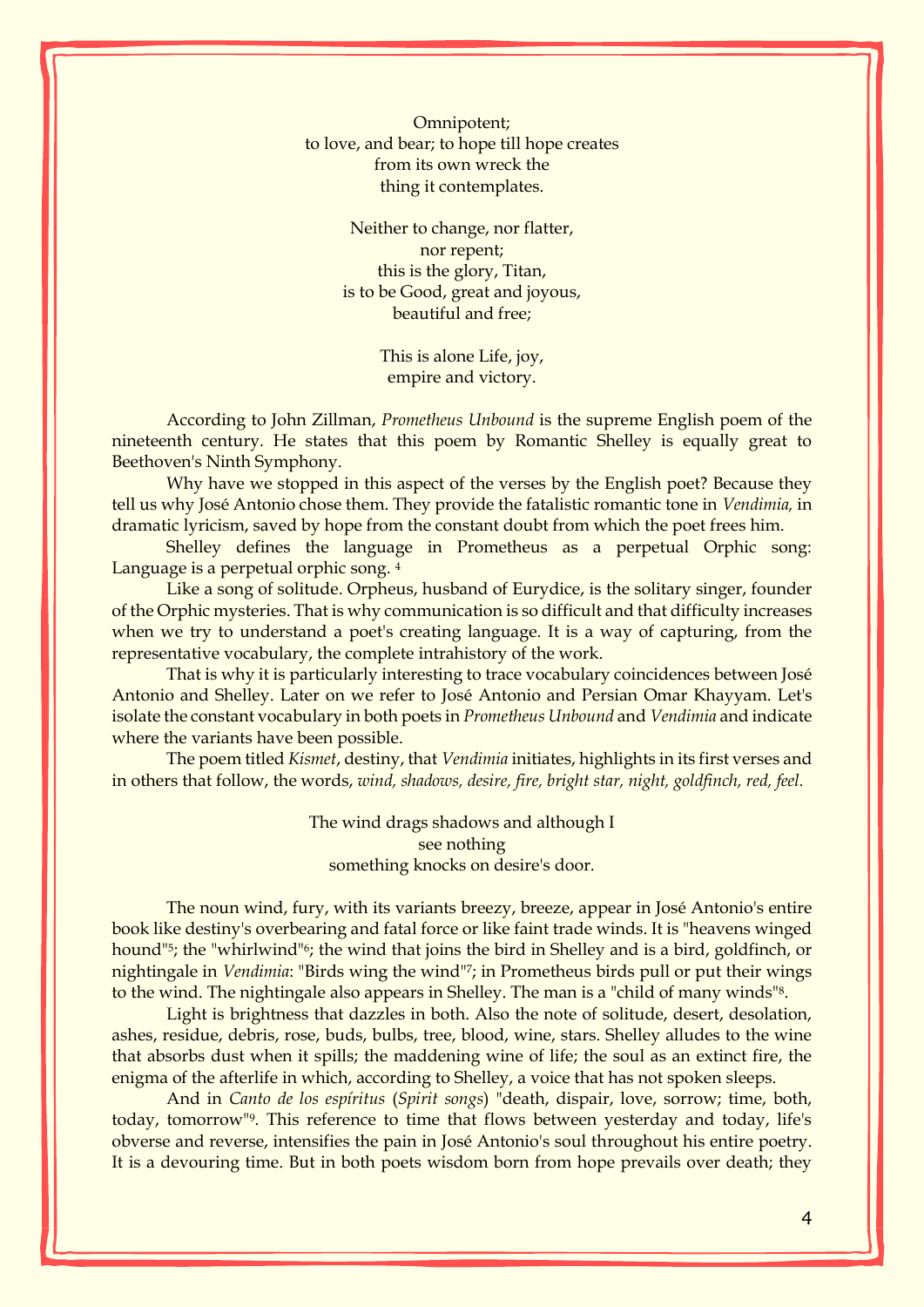Omnipotent;  
to love, and bear; to hope till hope creates  
from its own wreck the  
thing it contemplates.

Neither to change, nor flatter,  
nor repent;  
this is the glory, Titan,  
is to be Good, great and joyous,  
beautiful and free;

This is alone Life, joy,  
empire and victory.

According to John Zillman, *Prometheus Unbound* is the supreme English poem of the nineteenth century. He states that this poem by Romantic Shelley is equally great to Beethoven's Ninth Symphony.

Why have we stopped in this aspect of the verses by the English poet? Because they tell us why José Antonio chose them. They provide the fatalistic romantic tone in *Vendimia,* in dramatic lyricism, saved by hope from the constant doubt from which the poet frees him.

Shelley defines the language in Prometheus as a perpetual Orphic song: Language is a perpetual orphic song. [4]

Like a song of solitude. Orpheus, husband of Eurydice, is the solitary singer, founder of the Orphic mysteries. That is why communication is so difficult and that difficulty increases when we try to understand a poet's creating language. It is a way of capturing, from the representative vocabulary, the complete intrahistory of the work.

That is why it is particularly interesting to trace vocabulary coincidences between José Antonio and Shelley. Later on we refer to José Antonio and Persian Omar Khayyam. Let's isolate the constant vocabulary in both poets in *Prometheus Unbound* and *Vendimia* and indicate where the variants have been possible.

The poem titled *Kismet*, destiny, that *Vendimia* initiates, highlights in its first verses and in others that follow, the words, *wind, shadows, desire, fire, bright star, night, goldfinch, red, feel.*

The wind drags shadows and although I  
see nothing  
something knocks on desire's door.

The noun wind, fury, with its variants breezy, breeze, appear in José Antonio's entire book like destiny's overbearing and fatal force or like faint trade winds. It is "heavens winged hound"[5]; the "whirlwind"[6]; the wind that joins the bird in Shelley and is a bird, goldfinch, or nightingale in *Vendimia*: "Birds wing the wind"[7]; in Prometheus birds pull or put their wings to the wind. The nightingale also appears in Shelley. The man is a "child of many winds"[8].

Light is brightness that dazzles in both. Also the note of solitude, desert, desolation, ashes, residue, debris, rose, buds, bulbs, tree, blood, wine, stars. Shelley alludes to the wine that absorbs dust when it spills; the maddening wine of life; the soul as an extinct fire, the enigma of the afterlife in which, according to Shelley, a voice that has not spoken sleeps.

And in *Canto de los espíritus* (*Spirit songs*) "death, dispair, love, sorrow; time, both, today, tomorrow"[9]. This reference to time that flows between yesterday and today, life's obverse and reverse, intensifies the pain in José Antonio's soul throughout his entire poetry. It is a devouring time. But in both poets wisdom born from hope prevails over death; they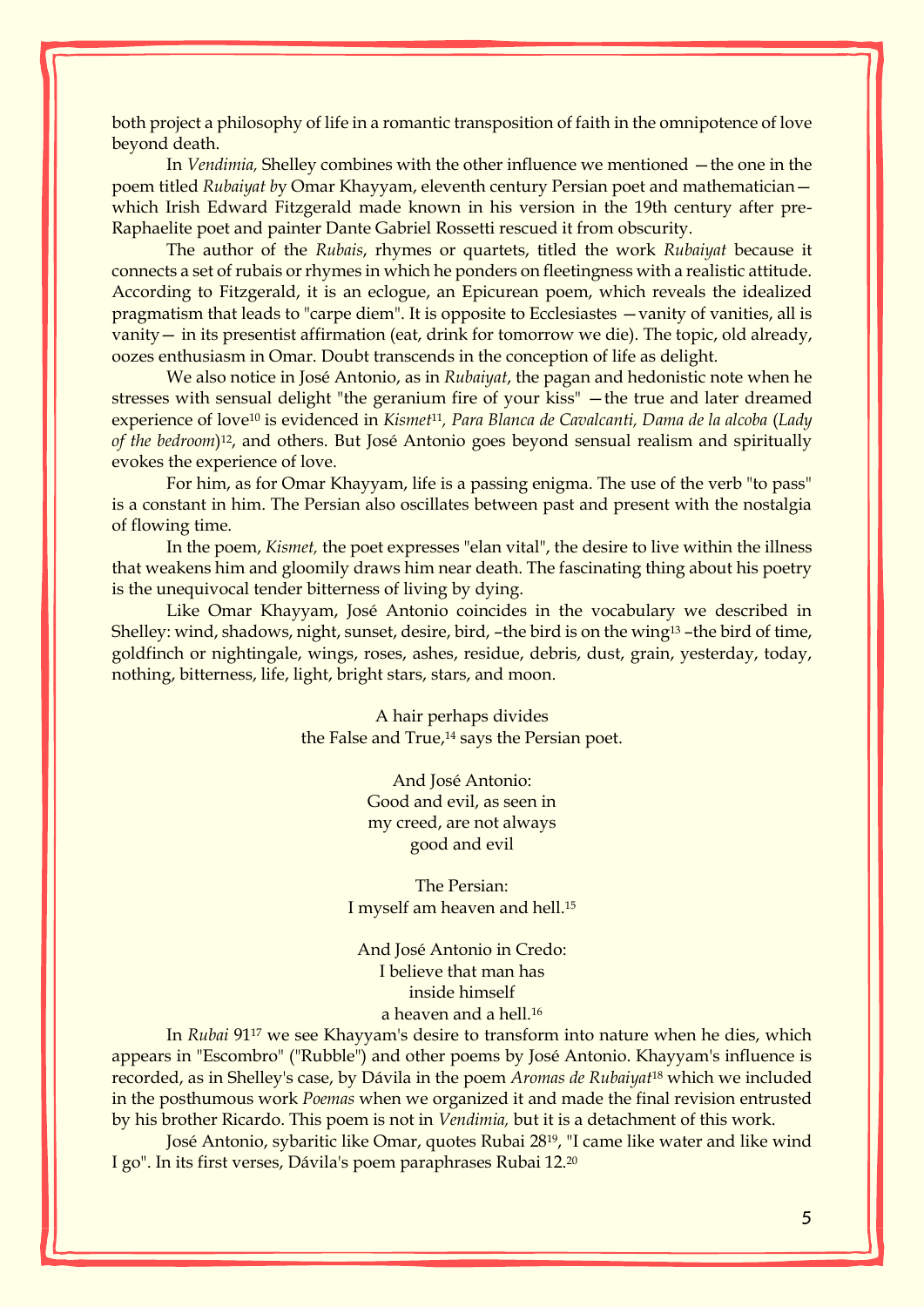both project a philosophy of life in a romantic transposition of faith in the omnipotence of love beyond death.

In *Vendimia,* Shelley combines with the other influence we mentioned —the one in the poem titled *Rubaiyat b*y Omar Khayyam, eleventh century Persian poet and mathematician— which Irish Edward Fitzgerald made known in his version in the 19th century after pre-Raphaelite poet and painter Dante Gabriel Rossetti rescued it from obscurity.

The author of the *Rubais*, rhymes or quartets, titled the work *Rubaiyat* because it connects a set of rubais or rhymes in which he ponders on fleetingness with a realistic attitude. According to Fitzgerald, it is an eclogue, an Epicurean poem, which reveals the idealized pragmatism that leads to "carpe diem". It is opposite to Ecclesiastes —vanity of vanities, all is vanity— in its presentist affirmation (eat, drink for tomorrow we die). The topic, old already, oozes enthusiasm in Omar. Doubt transcends in the conception of life as delight.

We also notice in José Antonio, as in *Rubaiyat*, the pagan and hedonistic note when he stresses with sensual delight "the geranium fire of your kiss" —the true and later dreamed experience of love[10] is evidenced in *Kismet*[11], *Para Blanca de Cavalcanti, Dama de la alcoba* (*Lady of the bedroom*)[12], and others. But José Antonio goes beyond sensual realism and spiritually evokes the experience of love.

For him, as for Omar Khayyam, life is a passing enigma. The use of the verb "to pass" is a constant in him. The Persian also oscillates between past and present with the nostalgia of flowing time.

In the poem, *Kismet,* the poet expresses "elan vital", the desire to live within the illness that weakens him and gloomily draws him near death. The fascinating thing about his poetry is the unequivocal tender bitterness of living by dying.

Like Omar Khayyam, José Antonio coincides in the vocabulary we described in Shelley: wind, shadows, night, sunset, desire, bird, –the bird is on the wing[13] –the bird of time, goldfinch or nightingale, wings, roses, ashes, residue, debris, dust, grain, yesterday, today, nothing, bitterness, life, light, bright stars, stars, and moon.

A hair perhaps divides  
the False and True,[14] says the Persian poet.

And José Antonio:  
Good and evil, as seen in  
my creed, are not always  
good and evil

The Persian:  
I myself am heaven and hell.[15]

And José Antonio in Credo:  
I believe that man has  
inside himself  
a heaven and a hell.[16]

In *Rubai* 91[17] we see Khayyam's desire to transform into nature when he dies, which appears in "Escombro" ("Rubble") and other poems by José Antonio. Khayyam's influence is recorded, as in Shelley's case, by Dávila in the poem *Aromas de Rubaiyat*[18] which we included in the posthumous work *Poemas* when we organized it and made the final revision entrusted by his brother Ricardo. This poem is not in *Vendimia,* but it is a detachment of this work.

José Antonio, sybaritic like Omar, quotes Rubai 28[19], "I came like water and like wind I go". In its first verses, Dávila's poem paraphrases Rubai 12.[20]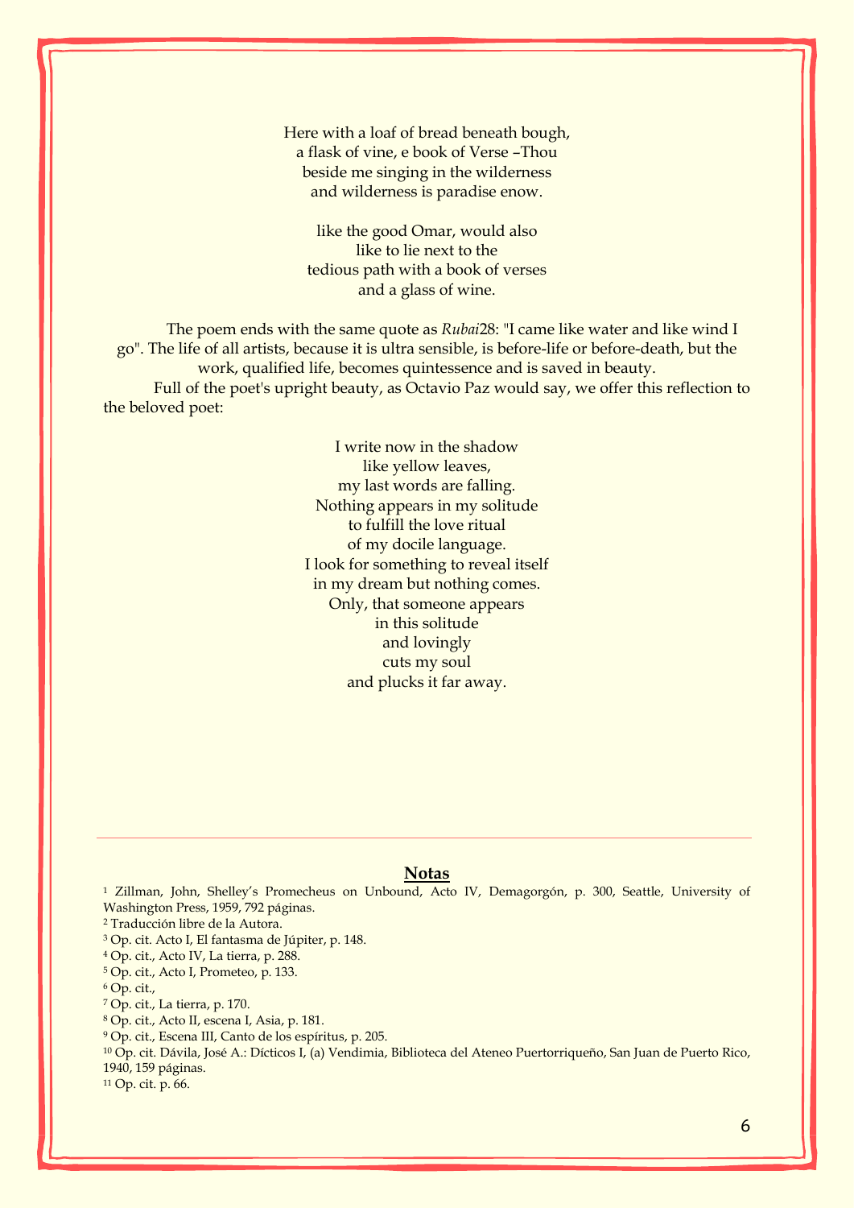Here with a loaf of bread beneath bough,  
a flask of vine, e book of Verse –Thou  
beside me singing in the wilderness  
and wilderness is paradise enow.

like the good Omar, would also  
like to lie next to the  
tedious path with a book of verses  
and a glass of wine.

The poem ends with the same quote as *Rubai*28: "I came like water and like wind I go". The life of all artists, because it is ultra sensible, is before-life or before-death, but the work, qualified life, becomes quintessence and is saved in beauty.

Full of the poet's upright beauty, as Octavio Paz would say, we offer this reflection to the beloved poet:

I write now in the shadow  
like yellow leaves,  
my last words are falling.  
Nothing appears in my solitude  
to fulfill the love ritual  
of my docile language.  
I look for something to reveal itself  
in my dream but nothing comes.  
Only, that someone appears  
in this solitude  
and lovingly  
cuts my soul  
and plucks it far away.

---

**Notas**

[1] Zillman, John, Shelley's Promecheus on Unbound, Acto IV, Demagorgón, p. 300, Seattle, University of Washington Press, 1959, 792 páginas.

[2] Traducción libre de la Autora.

[3] Op. cit. Acto I, El fantasma de Júpiter, p. 148.

[4] Op. cit., Acto IV, La tierra, p. 288.

[5] Op. cit., Acto I, Prometeo, p. 133.

[6] Op. cit.,

[7] Op. cit., La tierra, p. 170.

[8] Op. cit., Acto II, escena I, Asia, p. 181.

[9] Op. cit., Escena III, Canto de los espíritus, p. 205.

[10] Op. cit. Dávila, José A.: Dícticos I, (a) Vendimia, Biblioteca del Ateneo Puertorriqueño, San Juan de Puerto Rico, 1940, 159 páginas.

[11] Op. cit. p. 66.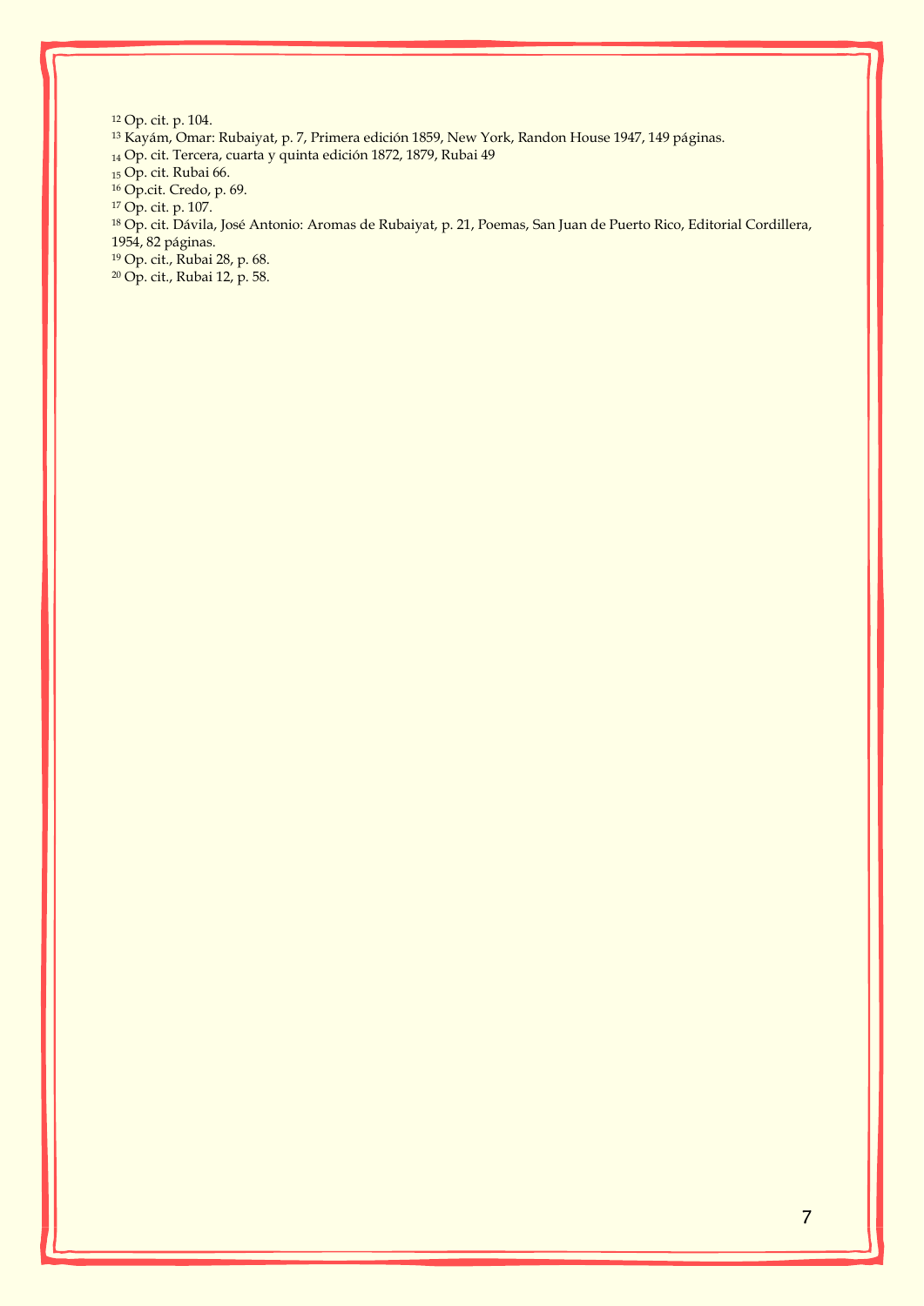[12] Op. cit. p. 104.
[13] Kayám, Omar: Rubaiyat, p. 7, Primera edición 1859, New York, Randon House 1947, 149 páginas.
[14] Op. cit. Tercera, cuarta y quinta edición 1872, 1879, Rubai 49
[15] Op. cit. Rubai 66.
[16] Op.cit. Credo, p. 69.
[17] Op. cit. p. 107.
[18] Op. cit. Dávila, José Antonio: Aromas de Rubaiyat, p. 21, Poemas, San Juan de Puerto Rico, Editorial Cordillera, 1954, 82 páginas.
[19] Op. cit., Rubai 28, p. 68.
[20] Op. cit., Rubai 12, p. 58.